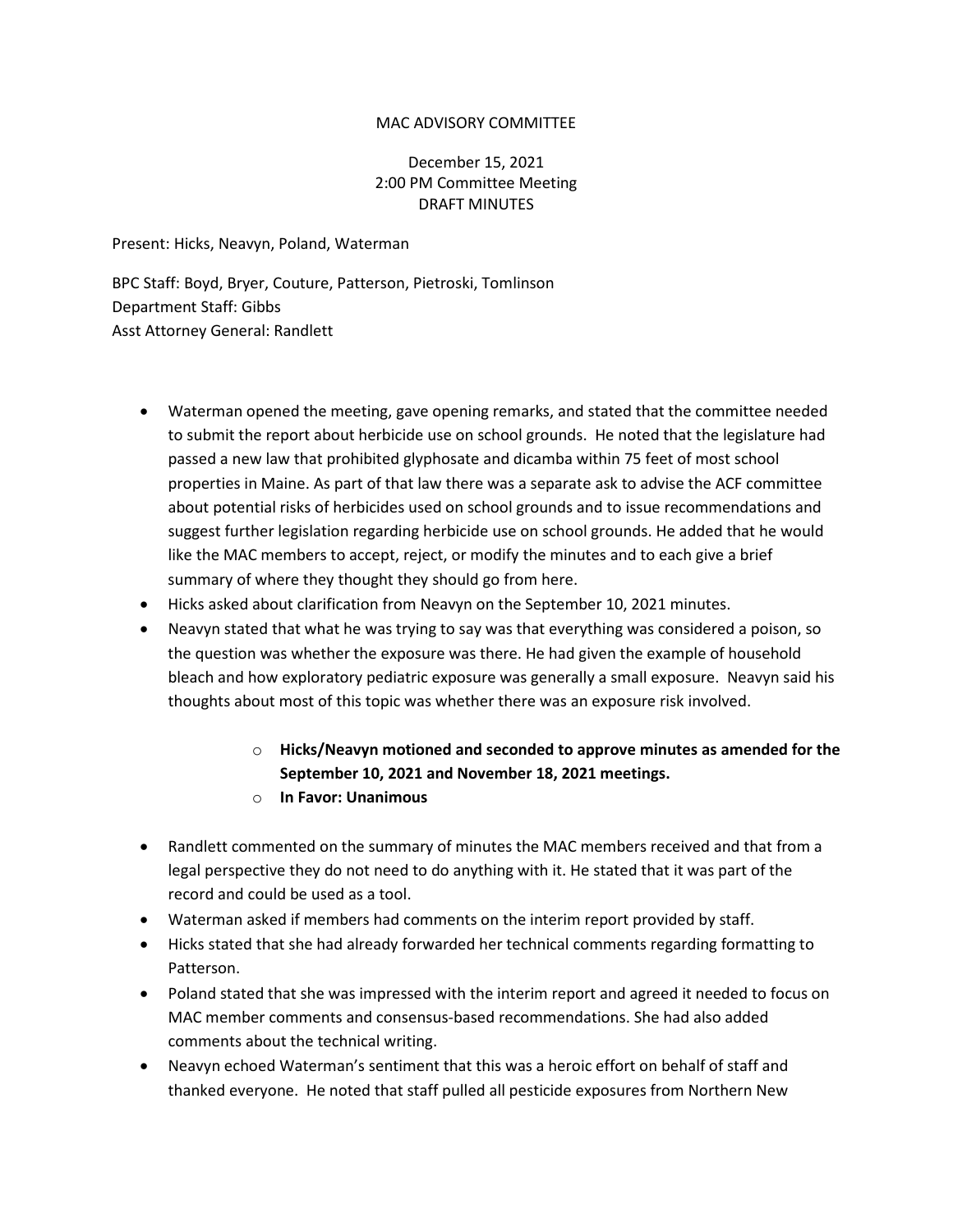MAC ADVISORY COMMITTEE

December 15, 2021
2:00 PM Committee Meeting
DRAFT MINUTES

Present: Hicks, Neavyn, Poland, Waterman

BPC Staff: Boyd, Bryer, Couture, Patterson, Pietroski, Tomlinson
Department Staff: Gibbs
Asst Attorney General: Randlett

- Waterman opened the meeting, gave opening remarks, and stated that the committee needed to submit the report about herbicide use on school grounds. He noted that the legislature had passed a new law that prohibited glyphosate and dicamba within 75 feet of most school properties in Maine. As part of that law there was a separate ask to advise the ACF committee about potential risks of herbicides used on school grounds and to issue recommendations and suggest further legislation regarding herbicide use on school grounds. He added that he would like the MAC members to accept, reject, or modify the minutes and to each give a brief summary of where they thought they should go from here.
- Hicks asked about clarification from Neavyn on the September 10, 2021 minutes.
- Neavyn stated that what he was trying to say was that everything was considered a poison, so the question was whether the exposure was there. He had given the example of household bleach and how exploratory pediatric exposure was generally a small exposure. Neavyn said his thoughts about most of this topic was whether there was an exposure risk involved.
    - **Hicks/Neavyn motioned and seconded to approve minutes as amended for the September 10, 2021 and November 18, 2021 meetings.**
    - **In Favor: Unanimous**
- Randlett commented on the summary of minutes the MAC members received and that from a legal perspective they do not need to do anything with it. He stated that it was part of the record and could be used as a tool.
- Waterman asked if members had comments on the interim report provided by staff.
- Hicks stated that she had already forwarded her technical comments regarding formatting to Patterson.
- Poland stated that she was impressed with the interim report and agreed it needed to focus on MAC member comments and consensus-based recommendations. She had also added comments about the technical writing.
- Neavyn echoed Waterman's sentiment that this was a heroic effort on behalf of staff and thanked everyone. He noted that staff pulled all pesticide exposures from Northern New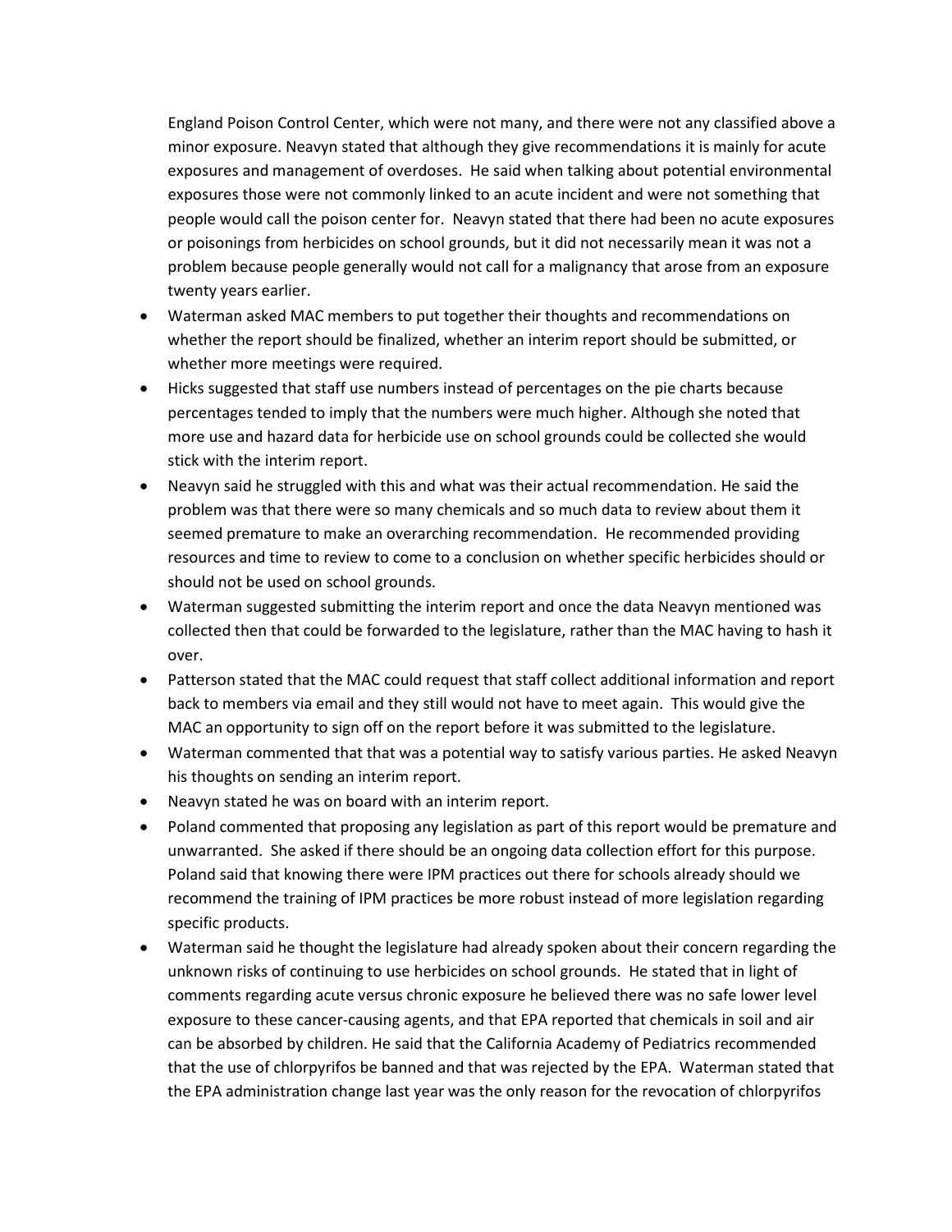England Poison Control Center, which were not many, and there were not any classified above a minor exposure. Neavyn stated that although they give recommendations it is mainly for acute exposures and management of overdoses. He said when talking about potential environmental exposures those were not commonly linked to an acute incident and were not something that people would call the poison center for. Neavyn stated that there had been no acute exposures or poisonings from herbicides on school grounds, but it did not necessarily mean it was not a problem because people generally would not call for a malignancy that arose from an exposure twenty years earlier.

- Waterman asked MAC members to put together their thoughts and recommendations on whether the report should be finalized, whether an interim report should be submitted, or whether more meetings were required.
- Hicks suggested that staff use numbers instead of percentages on the pie charts because percentages tended to imply that the numbers were much higher. Although she noted that more use and hazard data for herbicide use on school grounds could be collected she would stick with the interim report.
- Neavyn said he struggled with this and what was their actual recommendation. He said the problem was that there were so many chemicals and so much data to review about them it seemed premature to make an overarching recommendation. He recommended providing resources and time to review to come to a conclusion on whether specific herbicides should or should not be used on school grounds.
- Waterman suggested submitting the interim report and once the data Neavyn mentioned was collected then that could be forwarded to the legislature, rather than the MAC having to hash it over.
- Patterson stated that the MAC could request that staff collect additional information and report back to members via email and they still would not have to meet again. This would give the MAC an opportunity to sign off on the report before it was submitted to the legislature.
- Waterman commented that that was a potential way to satisfy various parties. He asked Neavyn his thoughts on sending an interim report.
- Neavyn stated he was on board with an interim report.
- Poland commented that proposing any legislation as part of this report would be premature and unwarranted. She asked if there should be an ongoing data collection effort for this purpose. Poland said that knowing there were IPM practices out there for schools already should we recommend the training of IPM practices be more robust instead of more legislation regarding specific products.
- Waterman said he thought the legislature had already spoken about their concern regarding the unknown risks of continuing to use herbicides on school grounds. He stated that in light of comments regarding acute versus chronic exposure he believed there was no safe lower level exposure to these cancer-causing agents, and that EPA reported that chemicals in soil and air can be absorbed by children. He said that the California Academy of Pediatrics recommended that the use of chlorpyrifos be banned and that was rejected by the EPA. Waterman stated that the EPA administration change last year was the only reason for the revocation of chlorpyrifos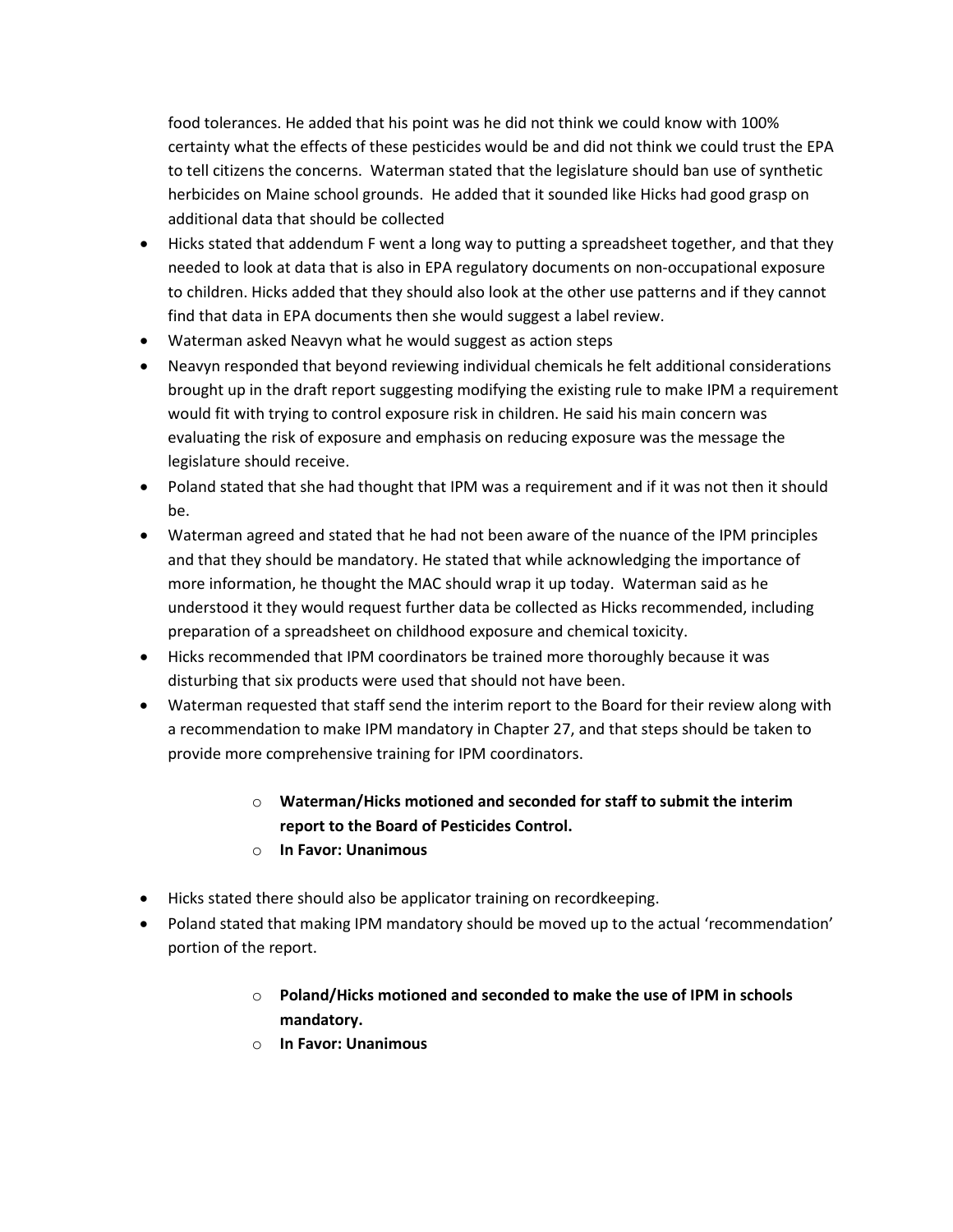food tolerances. He added that his point was he did not think we could know with 100% certainty what the effects of these pesticides would be and did not think we could trust the EPA to tell citizens the concerns. Waterman stated that the legislature should ban use of synthetic herbicides on Maine school grounds. He added that it sounded like Hicks had good grasp on additional data that should be collected

- Hicks stated that addendum F went a long way to putting a spreadsheet together, and that they needed to look at data that is also in EPA regulatory documents on non-occupational exposure to children. Hicks added that they should also look at the other use patterns and if they cannot find that data in EPA documents then she would suggest a label review.
- Waterman asked Neavyn what he would suggest as action steps
- Neavyn responded that beyond reviewing individual chemicals he felt additional considerations brought up in the draft report suggesting modifying the existing rule to make IPM a requirement would fit with trying to control exposure risk in children. He said his main concern was evaluating the risk of exposure and emphasis on reducing exposure was the message the legislature should receive.
- Poland stated that she had thought that IPM was a requirement and if it was not then it should be.
- Waterman agreed and stated that he had not been aware of the nuance of the IPM principles and that they should be mandatory. He stated that while acknowledging the importance of more information, he thought the MAC should wrap it up today. Waterman said as he understood it they would request further data be collected as Hicks recommended, including preparation of a spreadsheet on childhood exposure and chemical toxicity.
- Hicks recommended that IPM coordinators be trained more thoroughly because it was disturbing that six products were used that should not have been.
- Waterman requested that staff send the interim report to the Board for their review along with a recommendation to make IPM mandatory in Chapter 27, and that steps should be taken to provide more comprehensive training for IPM coordinators.
    - **Waterman/Hicks motioned and seconded for staff to submit the interim report to the Board of Pesticides Control.**
    - **In Favor: Unanimous**
- Hicks stated there should also be applicator training on recordkeeping.
- Poland stated that making IPM mandatory should be moved up to the actual 'recommendation' portion of the report.
    - **Poland/Hicks motioned and seconded to make the use of IPM in schools mandatory.**
    - **In Favor: Unanimous**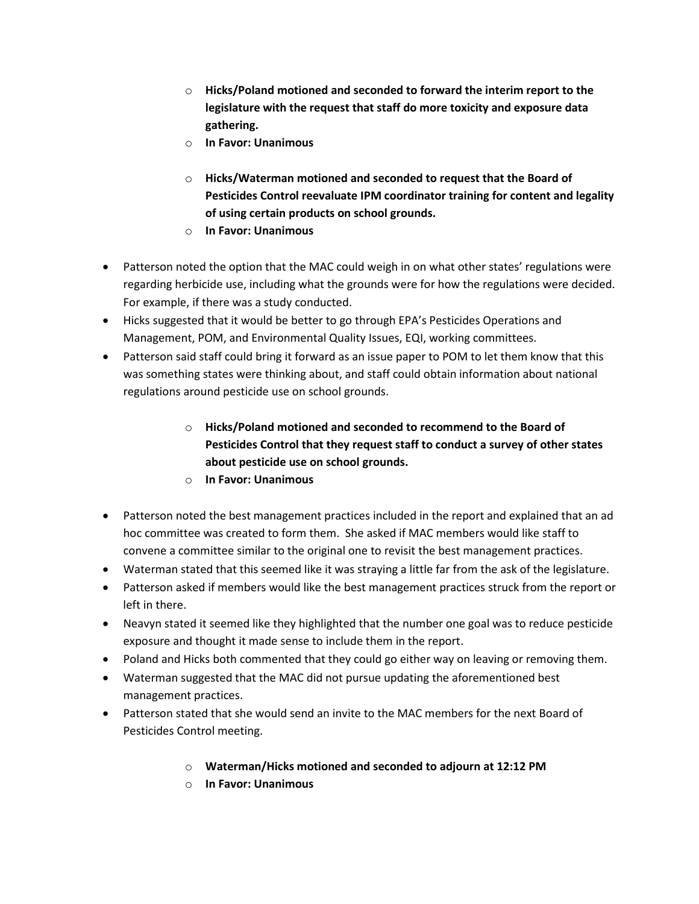- **Hicks/Poland motioned and seconded to forward the interim report to the legislature with the request that staff do more toxicity and exposure data gathering.**
- **In Favor: Unanimous**

- **Hicks/Waterman motioned and seconded to request that the Board of Pesticides Control reevaluate IPM coordinator training for content and legality of using certain products on school grounds.**
- **In Favor: Unanimous**

- Patterson noted the option that the MAC could weigh in on what other states' regulations were regarding herbicide use, including what the grounds were for how the regulations were decided. For example, if there was a study conducted.
- Hicks suggested that it would be better to go through EPA's Pesticides Operations and Management, POM, and Environmental Quality Issues, EQI, working committees.
- Patterson said staff could bring it forward as an issue paper to POM to let them know that this was something states were thinking about, and staff could obtain information about national regulations around pesticide use on school grounds.

  - **Hicks/Poland motioned and seconded to recommend to the Board of Pesticides Control that they request staff to conduct a survey of other states about pesticide use on school grounds.**
  - **In Favor: Unanimous**

- Patterson noted the best management practices included in the report and explained that an ad hoc committee was created to form them. She asked if MAC members would like staff to convene a committee similar to the original one to revisit the best management practices.
- Waterman stated that this seemed like it was straying a little far from the ask of the legislature.
- Patterson asked if members would like the best management practices struck from the report or left in there.
- Neavyn stated it seemed like they highlighted that the number one goal was to reduce pesticide exposure and thought it made sense to include them in the report.
- Poland and Hicks both commented that they could go either way on leaving or removing them.
- Waterman suggested that the MAC did not pursue updating the aforementioned best management practices.
- Patterson stated that she would send an invite to the MAC members for the next Board of Pesticides Control meeting.

  - **Waterman/Hicks motioned and seconded to adjourn at 12:12 PM**
  - **In Favor: Unanimous**